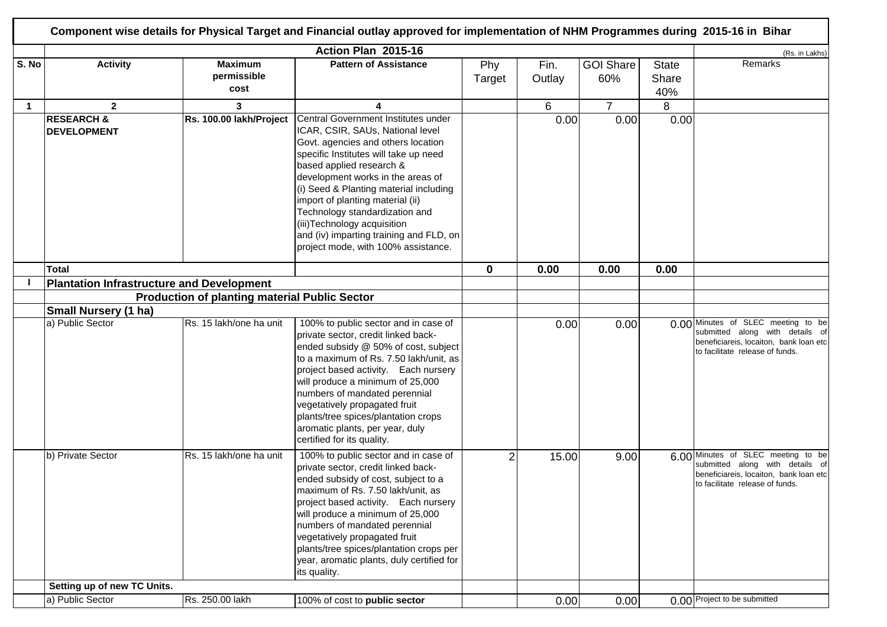# Component wise details for Physical Target and Financial outlay approved for implementation of NHM Programmes during 2015-16 in Bihar

| S. No | Activity | Maximum permissible cost | Pattern of Assistance | Phy Target | Fin. Outlay | GOI Share 60% | State Share 40% | Remarks |
|---|---|---|---|---|---|---|---|---|
| | | | Action Plan 2015-16 | | | | | (Rs. in Lakhs) |
| 1 | 2 | 3 | 4 | | 6 | 7 | 8 | |
| | **RESEARCH & DEVELOPMENT** | **Rs. 100.00 lakh/Project** | Central Government Institutes under ICAR, CSIR, SAUs, National level Govt. agencies and others location specific Institutes will take up need based applied research & development works in the areas of (i) Seed & Planting material including import of planting material (ii) Technology standardization and (iii)Technology acquisition and (iv) imparting training and FLD, on project mode, with 100% assistance. | | 0.00 | 0.00 | 0.00 | |
| | **Total** | | | **0** | **0.00** | **0.00** | **0.00** | |
| **I** | **Plantation Infrastructure and Development** | | | | | | | |
| | | **Production of planting material Public Sector** | | | | | | |
| | **Small Nursery (1 ha)** | | | | | | | |
| | a) Public Sector | Rs. 15 lakh/one ha unit | 100% to public sector and in case of private sector, credit linked back-ended subsidy @ 50% of cost, subject to a maximum of Rs. 7.50 lakh/unit, as project based activity. Each nursery will produce a minimum of 25,000 numbers of mandated perennial vegetatively propagated fruit plants/tree spices/plantation crops aromatic plants, per year, duly certified for its quality. | | 0.00 | 0.00 | 0.00 | Minutes of SLEC meeting to be submitted along with details of beneficiareis, locaiton, bank loan etc to facilitate release of funds. |
| | b) Private Sector | Rs. 15 lakh/one ha unit | 100% to public sector and in case of private sector, credit linked back-ended subsidy of cost, subject to a maximum of Rs. 7.50 lakh/unit, as project based activity. Each nursery will produce a minimum of 25,000 numbers of mandated perennial vegetatively propagated fruit plants/tree spices/plantation crops per year, aromatic plants, duly certified for its quality. | 2 | 15.00 | 9.00 | 6.00 | Minutes of SLEC meeting to be submitted along with details of beneficiareis, locaiton, bank loan etc to facilitate release of funds. |
| | **Setting up of new TC Units.** | | | | | | | |
| | a) Public Sector | Rs. 250.00 lakh | 100% of cost to **public sector** | | 0.00 | 0.00 | 0.00 | Project to be submitted |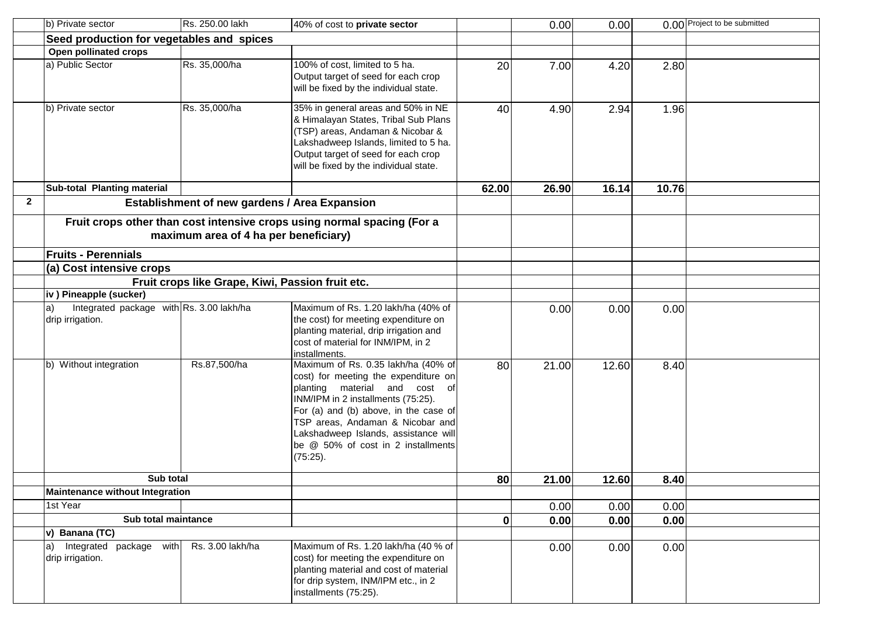| | | | | | | | | |
|---|---|---|---|---|---|---|---|---|
| | b) Private sector | Rs. 250.00 lakh | 40% of cost to **private sector** | | 0.00 | 0.00 | 0.00 | Project to be submitted |
| | **Seed production for vegetables and spices** | | | | | | | |
| | **Open pollinated crops** | | | | | | | |
| | a) Public Sector | Rs. 35,000/ha | 100% of cost, limited to 5 ha. Output target of seed for each crop will be fixed by the individual state. | 20 | 7.00 | 4.20 | 2.80 | |
| | b) Private sector | Rs. 35,000/ha | 35% in general areas and 50% in NE & Himalayan States, Tribal Sub Plans (TSP) areas, Andaman & Nicobar & Lakshadweep Islands, limited to 5 ha. Output target of seed for each crop will be fixed by the individual state. | 40 | 4.90 | 2.94 | 1.96 | |
| | **Sub-total Planting material** | | | **62.00** | **26.90** | **16.14** | **10.76** | |
| **2** | **Establishment of new gardens / Area Expansion** | | | | | | | |
| | **Fruit crops other than cost intensive crops using normal spacing (For a maximum area of 4 ha per beneficiary)** | | | | | | | |
| | **Fruits - Perennials** | | | | | | | |
| | **(a) Cost intensive crops** | | | | | | | |
| | **Fruit crops like Grape, Kiwi, Passion fruit etc.** | | | | | | | |
| | **iv ) Pineapple (sucker)** | | | | | | | |
| | a) Integrated package with drip irrigation. | Rs. 3.00 lakh/ha | Maximum of Rs. 1.20 lakh/ha (40% of the cost) for meeting expenditure on planting material, drip irrigation and cost of material for INM/IPM, in 2 installments. | | 0.00 | 0.00 | 0.00 | |
| | b) Without integration | Rs.87,500/ha | Maximum of Rs. 0.35 lakh/ha (40% of cost) for meeting the expenditure on planting material and cost of INM/IPM in 2 installments (75:25). For (a) and (b) above, in the case of TSP areas, Andaman & Nicobar and Lakshadweep Islands, assistance will be @ 50% of cost in 2 installments (75:25). | 80 | 21.00 | 12.60 | 8.40 | |
| | **Sub total** | | | **80** | **21.00** | **12.60** | **8.40** | |
| | **Maintenance without Integration** | | | | | | | |
| | 1st Year | | | | 0.00 | 0.00 | 0.00 | |
| | **Sub total maintance** | | | **0** | **0.00** | **0.00** | **0.00** | |
| | **v) Banana (TC)** | | | | | | | |
| | a) Integrated package with drip irrigation. | Rs. 3.00 lakh/ha | Maximum of Rs. 1.20 lakh/ha (40 % of cost) for meeting the expenditure on planting material and cost of material for drip system, INM/IPM etc., in 2 installments (75:25). | | 0.00 | 0.00 | 0.00 | |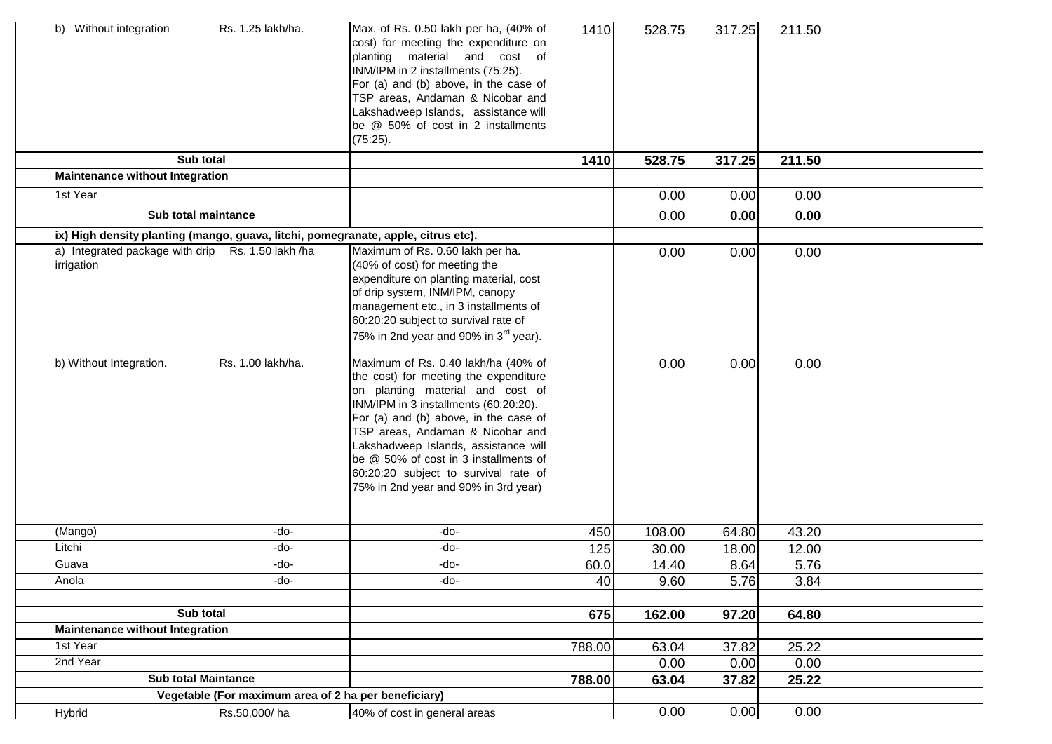| | | | | | | | |
|---|---|---|---|---|---|---|---|
| b) Without integration | Rs. 1.25 lakh/ha. | Max. of Rs. 0.50 lakh per ha, (40% of cost) for meeting the expenditure on planting material and cost of INM/IPM in 2 installments (75:25). For (a) and (b) above, in the case of TSP areas, Andaman & Nicobar and Lakshadweep Islands, assistance will be @ 50% of cost in 2 installments (75:25). | 1410 | 528.75 | 317.25 | 211.50 | |
| **Sub total** | | | **1410** | **528.75** | **317.25** | **211.50** | |
| **Maintenance without Integration** | | | | | | | |
| 1st Year | | | | 0.00 | 0.00 | 0.00 | |
| **Sub total maintance** | | | | 0.00 | **0.00** | **0.00** | |
| **ix) High density planting (mango, guava, litchi, pomegranate, apple, citrus etc).** | | | | | | | |
| a) Integrated package with drip irrigation | Rs. 1.50 lakh /ha | Maximum of Rs. 0.60 lakh per ha. (40% of cost) for meeting the expenditure on planting material, cost of drip system, INM/IPM, canopy management etc., in 3 installments of 60:20:20 subject to survival rate of 75% in 2nd year and 90% in 3rd year). | | 0.00 | 0.00 | 0.00 | |
| b) Without Integration. | Rs. 1.00 lakh/ha. | Maximum of Rs. 0.40 lakh/ha (40% of the cost) for meeting the expenditure on planting material and cost of INM/IPM in 3 installments (60:20:20). For (a) and (b) above, in the case of TSP areas, Andaman & Nicobar and Lakshadweep Islands, assistance will be @ 50% of cost in 3 installments of 60:20:20 subject to survival rate of 75% in 2nd year and 90% in 3rd year) | | 0.00 | 0.00 | 0.00 | |
| (Mango) | -do- | -do- | 450 | 108.00 | 64.80 | 43.20 | |
| Litchi | -do- | -do- | 125 | 30.00 | 18.00 | 12.00 | |
| Guava | -do- | -do- | 60.0 | 14.40 | 8.64 | 5.76 | |
| Anola | -do- | -do- | 40 | 9.60 | 5.76 | 3.84 | |
| | | | | | | | |
| **Sub total** | | | **675** | **162.00** | **97.20** | **64.80** | |
| **Maintenance without Integration** | | | | | | | |
| 1st Year | | | 788.00 | 63.04 | 37.82 | 25.22 | |
| 2nd Year | | | | 0.00 | 0.00 | 0.00 | |
| **Sub total Maintance** | | | **788.00** | **63.04** | **37.82** | **25.22** | |
| **Vegetable (For maximum area of 2 ha per beneficiary)** | | | | | | | |
| Hybrid | Rs.50,000/ ha | 40% of cost in general areas | | 0.00 | 0.00 | 0.00 | |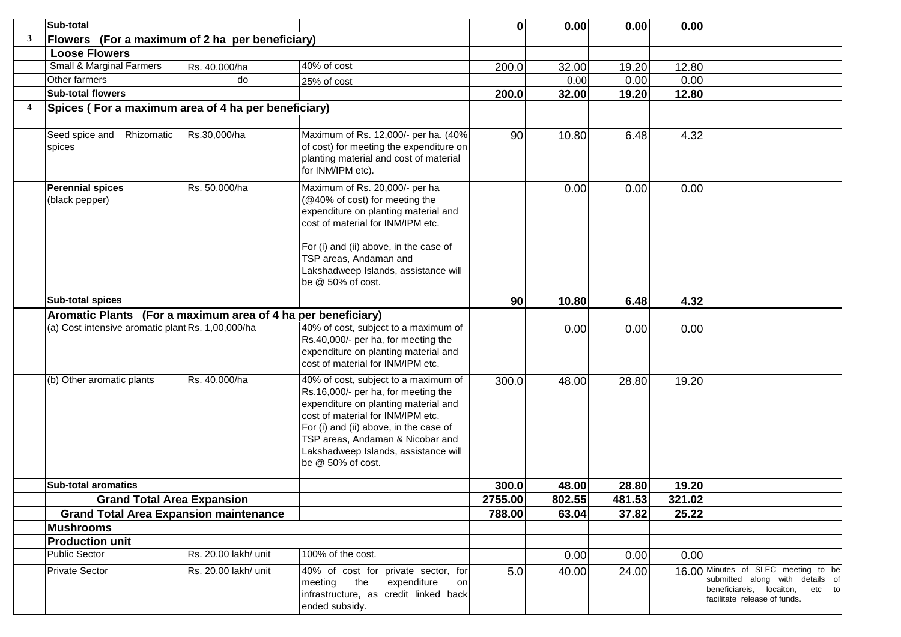| | | | | | | | | |
|---|---|---|---|---|---|---|---|---|
| | **Sub-total** | | | **0** | **0.00** | **0.00** | **0.00** | |
| **3** | **Flowers (For a maximum of 2 ha per beneficiary)** | | | | | | | |
| | **Loose Flowers** | | | | | | | |
| | Small & Marginal Farmers | Rs. 40,000/ha | 40% of cost | 200.0 | 32.00 | 19.20 | 12.80 | |
| | Other farmers | do | 25% of cost | | 0.00 | 0.00 | 0.00 | |
| | **Sub-total flowers** | | | **200.0** | **32.00** | **19.20** | **12.80** | |
| **4** | **Spices ( For a maximum area of 4 ha per beneficiary)** | | | | | | | |
| | | | | | | | | |
| | Seed spice and Rhizomatic spices | Rs.30,000/ha | Maximum of Rs. 12,000/- per ha. (40% of cost) for meeting the expenditure on planting material and cost of material for INM/IPM etc). | 90 | 10.80 | 6.48 | 4.32 | |
| | **Perennial spices** (black pepper) | Rs. 50,000/ha | Maximum of Rs. 20,000/- per ha (@40% of cost) for meeting the expenditure on planting material and cost of material for INM/IPM etc. For (i) and (ii) above, in the case of TSP areas, Andaman and Lakshadweep Islands, assistance will be @ 50% of cost. | | 0.00 | 0.00 | 0.00 | |
| | **Sub-total spices** | | | **90** | **10.80** | **6.48** | **4.32** | |
| | **Aromatic Plants (For a maximum area of 4 ha per beneficiary)** | | | | | | | |
| | (a) Cost intensive aromatic plant | Rs. 1,00,000/ha | 40% of cost, subject to a maximum of Rs.40,000/- per ha, for meeting the expenditure on planting material and cost of material for INM/IPM etc. | | 0.00 | 0.00 | 0.00 | |
| | (b) Other aromatic plants | Rs. 40,000/ha | 40% of cost, subject to a maximum of Rs.16,000/- per ha, for meeting the expenditure on planting material and cost of material for INM/IPM etc. For (i) and (ii) above, in the case of TSP areas, Andaman & Nicobar and Lakshadweep Islands, assistance will be @ 50% of cost. | 300.0 | 48.00 | 28.80 | 19.20 | |
| | **Sub-total aromatics** | | | **300.0** | **48.00** | **28.80** | **19.20** | |
| | **Grand Total Area Expansion** | | | **2755.00** | **802.55** | **481.53** | **321.02** | |
| | **Grand Total Area Expansion maintenance** | | | **788.00** | **63.04** | **37.82** | **25.22** | |
| | **Mushrooms** | | | | | | | |
| | **Production unit** | | | | | | | |
| | Public Sector | Rs. 20.00 lakh/ unit | 100% of the cost. | | 0.00 | 0.00 | 0.00 | |
| | Private Sector | Rs. 20.00 lakh/ unit | 40% of cost for private sector, for meeting the expenditure on infrastructure, as credit linked back ended subsidy. | 5.0 | 40.00 | 24.00 | 16.00 | Minutes of SLEC meeting to be submitted along with details of beneficiareis, locaiton, etc to facilitate release of funds. |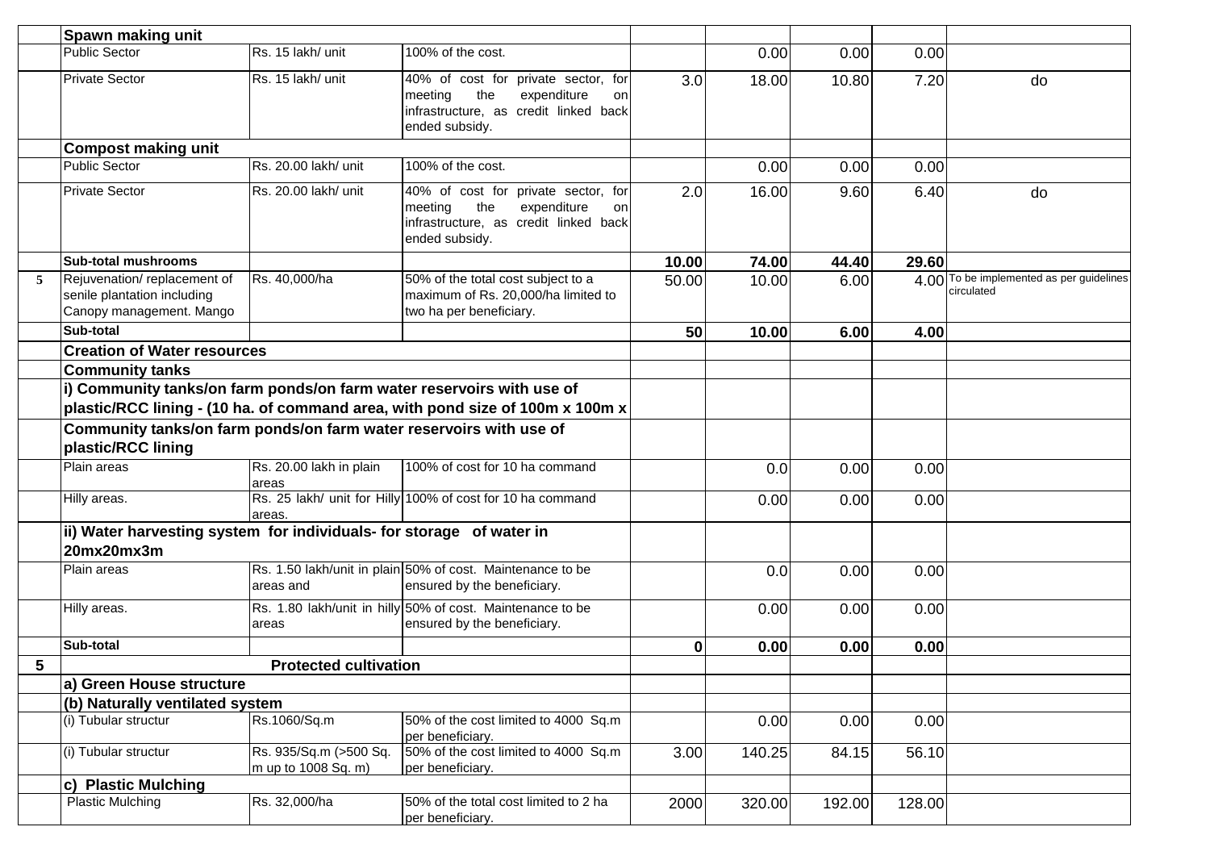| | | | | | | | | |
|---|---|---|---|---|---|---|---|---|
| | **Spawn making unit** | | | | | | | |
| | Public Sector | Rs. 15 lakh/ unit | 100% of the cost. | | 0.00 | 0.00 | 0.00 | |
| | Private Sector | Rs. 15 lakh/ unit | 40% of cost for private sector, for meeting the expenditure on infrastructure, as credit linked back ended subsidy. | 3.0 | 18.00 | 10.80 | 7.20 | do |
| | **Compost making unit** | | | | | | | |
| | Public Sector | Rs. 20.00 lakh/ unit | 100% of the cost. | | 0.00 | 0.00 | 0.00 | |
| | Private Sector | Rs. 20.00 lakh/ unit | 40% of cost for private sector, for meeting the expenditure on infrastructure, as credit linked back ended subsidy. | 2.0 | 16.00 | 9.60 | 6.40 | do |
| | **Sub-total mushrooms** | | | **10.00** | **74.00** | **44.40** | **29.60** | |
| 5 | Rejuvenation/ replacement of senile plantation including Canopy management. Mango | Rs. 40,000/ha | 50% of the total cost subject to a maximum of Rs. 20,000/ha limited to two ha per beneficiary. | 50.00 | 10.00 | 6.00 | 4.00 | To be implemented as per guidelines circulated |
| | **Sub-total** | | | **50** | **10.00** | **6.00** | **4.00** | |
| | **Creation of Water resources** | | | | | | | |
| | **Community tanks** | | | | | | | |
| | **i) Community tanks/on farm ponds/on farm water reservoirs with use of plastic/RCC lining - (10 ha. of command area, with pond size of 100m x 100m x** | | | | | | | |
| | **Community tanks/on farm ponds/on farm water reservoirs with use of plastic/RCC lining** | | | | | | | |
| | Plain areas | Rs. 20.00 lakh in plain areas | 100% of cost for 10 ha command | | 0.0 | 0.00 | 0.00 | |
| | Hilly areas. | Rs. 25 lakh/ unit for Hilly areas. | 100% of cost for 10 ha command | | 0.00 | 0.00 | 0.00 | |
| | **ii) Water harvesting system for individuals- for storage of water in 20mx20mx3m** | | | | | | | |
| | Plain areas | Rs. 1.50 lakh/unit in plain areas and | 50% of cost. Maintenance to be ensured by the beneficiary. | | 0.0 | 0.00 | 0.00 | |
| | Hilly areas. | Rs. 1.80 lakh/unit in hilly areas | 50% of cost. Maintenance to be ensured by the beneficiary. | | 0.00 | 0.00 | 0.00 | |
| | **Sub-total** | | | **0** | **0.00** | **0.00** | **0.00** | |
| **5** | **Protected cultivation** | | | | | | | |
| | **a) Green House structure** | | | | | | | |
| | **(b) Naturally ventilated system** | | | | | | | |
| | (i) Tubular structur | Rs.1060/Sq.m | 50% of the cost limited to 4000 Sq.m per beneficiary. | | 0.00 | 0.00 | 0.00 | |
| | (i) Tubular structur | Rs. 935/Sq.m (>500 Sq. m up to 1008 Sq. m) | 50% of the cost limited to 4000 Sq.m per beneficiary. | 3.00 | 140.25 | 84.15 | 56.10 | |
| | **c) Plastic Mulching** | | | | | | | |
| | Plastic Mulching | Rs. 32,000/ha | 50% of the total cost limited to 2 ha per beneficiary. | 2000 | 320.00 | 192.00 | 128.00 | |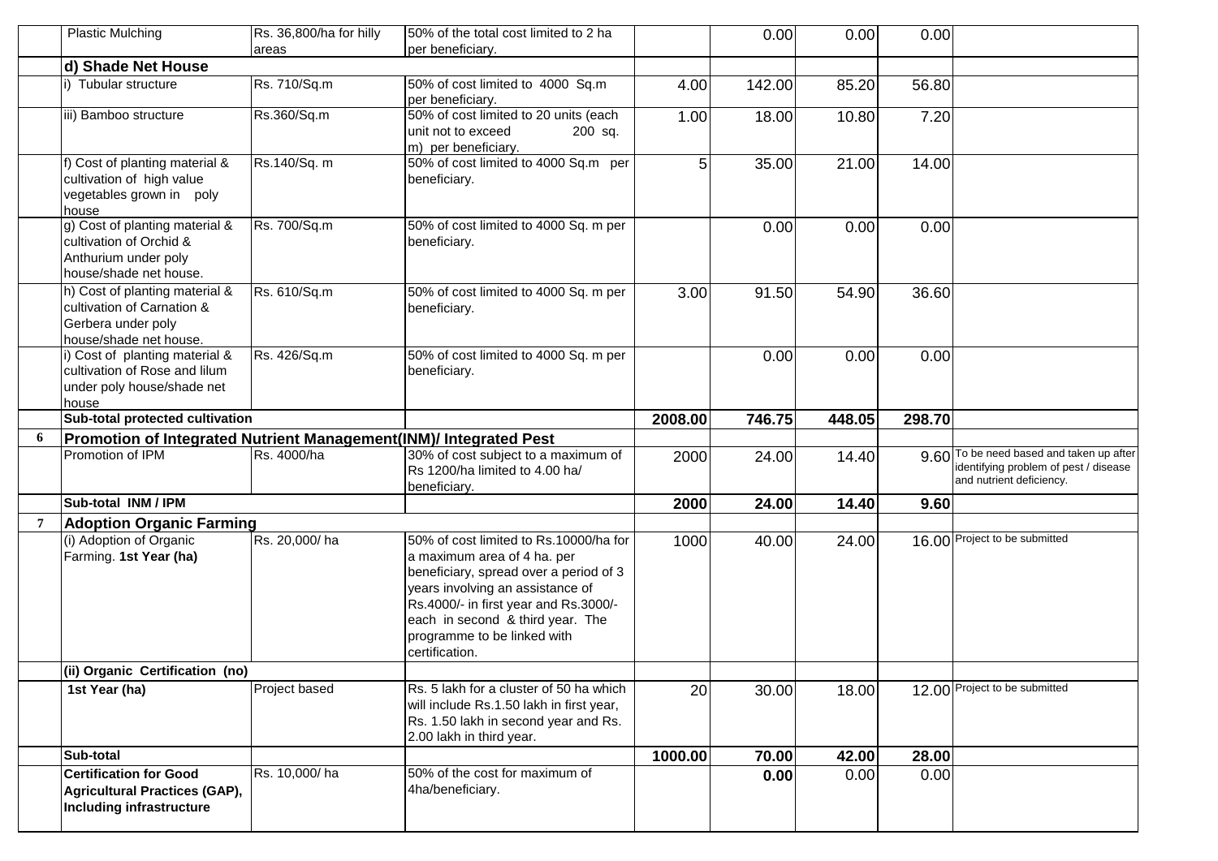| | | | | | | | | |
|---|---|---|---|---|---|---|---|---|
| | Plastic Mulching | Rs. 36,800/ha for hilly areas | 50% of the total cost limited to 2 ha per beneficiary. | | 0.00 | 0.00 | 0.00 | |
| | **d) Shade Net House** | | | | | | | |
| | i) Tubular structure | Rs. 710/Sq.m | 50% of cost limited to 4000 Sq.m per beneficiary. | 4.00 | 142.00 | 85.20 | 56.80 | |
| | iii) Bamboo structure | Rs.360/Sq.m | 50% of cost limited to 20 units (each unit not to exceed 200 sq. m) per beneficiary. | 1.00 | 18.00 | 10.80 | 7.20 | |
| | f) Cost of planting material & cultivation of high value vegetables grown in poly house | Rs.140/Sq. m | 50% of cost limited to 4000 Sq.m per beneficiary. | 5 | 35.00 | 21.00 | 14.00 | |
| | g) Cost of planting material & cultivation of Orchid & Anthurium under poly house/shade net house. | Rs. 700/Sq.m | 50% of cost limited to 4000 Sq. m per beneficiary. | | 0.00 | 0.00 | 0.00 | |
| | h) Cost of planting material & cultivation of Carnation & Gerbera under poly house/shade net house. | Rs. 610/Sq.m | 50% of cost limited to 4000 Sq. m per beneficiary. | 3.00 | 91.50 | 54.90 | 36.60 | |
| | i) Cost of planting material & cultivation of Rose and lilum under poly house/shade net house | Rs. 426/Sq.m | 50% of cost limited to 4000 Sq. m per beneficiary. | | 0.00 | 0.00 | 0.00 | |
| | **Sub-total protected cultivation** | | | **2008.00** | **746.75** | **448.05** | **298.70** | |
| **6** | **Promotion of Integrated Nutrient Management(INM)/ Integrated Pest** | | | | | | | |
| | Promotion of IPM | Rs. 4000/ha | 30% of cost subject to a maximum of Rs 1200/ha limited to 4.00 ha/ beneficiary. | 2000 | 24.00 | 14.40 | 9.60 | To be need based and taken up after identifying problem of pest / disease and nutrient deficiency. |
| | **Sub-total INM / IPM** | | | **2000** | **24.00** | **14.40** | **9.60** | |
| **7** | **Adoption Organic Farming** | | | | | | | |
| | (i) Adoption of Organic Farming. **1st Year (ha)** | Rs. 20,000/ ha | 50% of cost limited to Rs.10000/ha for a maximum area of 4 ha. per beneficiary, spread over a period of 3 years involving an assistance of Rs.4000/- in first year and Rs.3000/- each in second & third year. The programme to be linked with certification. | 1000 | 40.00 | 24.00 | 16.00 | Project to be submitted |
| | **(ii) Organic Certification (no)** | | | | | | | |
| | **1st Year (ha)** | Project based | Rs. 5 lakh for a cluster of 50 ha which will include Rs.1.50 lakh in first year, Rs. 1.50 lakh in second year and Rs. 2.00 lakh in third year. | 20 | 30.00 | 18.00 | 12.00 | Project to be submitted |
| | **Sub-total** | | | **1000.00** | **70.00** | **42.00** | **28.00** | |
| | **Certification for Good Agricultural Practices (GAP), Including infrastructure** | Rs. 10,000/ ha | 50% of the cost for maximum of 4ha/beneficiary. | | **0.00** | 0.00 | 0.00 | |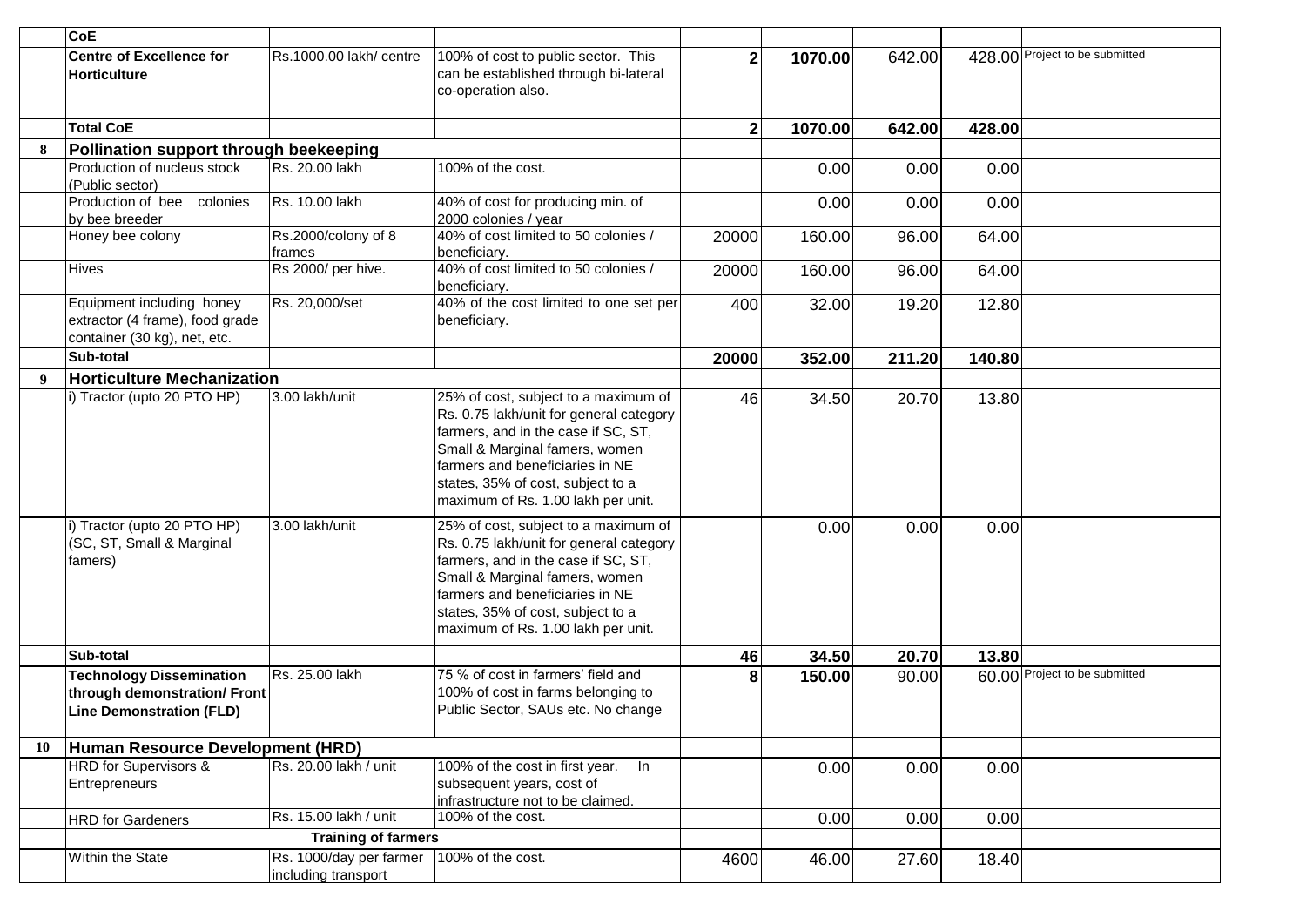|  |  |  |  |  |  |  |  |  |
|---|---|---|---|---|---|---|---|---|
|  | **CoE** |  |  |  |  |  |  |  |
|  | **Centre of Excellence for Horticulture** | Rs.1000.00 lakh/ centre | 100% of cost to public sector. This can be established through bi-lateral co-operation also. | **2** | **1070.00** | 642.00 | 428.00 | Project to be submitted |
|  |  |  |  |  |  |  |  |  |
|  | **Total CoE** |  |  | **2** | **1070.00** | **642.00** | **428.00** |  |
| **8** | **Pollination support through beekeeping** |  |  |  |  |  |  |  |
|  | Production of nucleus stock (Public sector) | Rs. 20.00 lakh | 100% of the cost. |  | 0.00 | 0.00 | 0.00 |  |
|  | Production of bee colonies by bee breeder | Rs. 10.00 lakh | 40% of cost for producing min. of 2000 colonies / year |  | 0.00 | 0.00 | 0.00 |  |
|  | Honey bee colony | Rs.2000/colony of 8 frames | 40% of cost limited to 50 colonies / beneficiary. | 20000 | 160.00 | 96.00 | 64.00 |  |
|  | Hives | Rs 2000/ per hive. | 40% of cost limited to 50 colonies / beneficiary. | 20000 | 160.00 | 96.00 | 64.00 |  |
|  | Equipment including honey extractor (4 frame), food grade container (30 kg), net, etc. | Rs. 20,000/set | 40% of the cost limited to one set per beneficiary. | 400 | 32.00 | 19.20 | 12.80 |  |
|  | **Sub-total** |  |  | **20000** | **352.00** | **211.20** | **140.80** |  |
| **9** | **Horticulture Mechanization** |  |  |  |  |  |  |  |
|  | i) Tractor (upto 20 PTO HP) | 3.00 lakh/unit | 25% of cost, subject to a maximum of Rs. 0.75 lakh/unit for general category farmers, and in the case if SC, ST, Small & Marginal famers, women farmers and beneficiaries in NE states, 35% of cost, subject to a maximum of Rs. 1.00 lakh per unit. | 46 | 34.50 | 20.70 | 13.80 |  |
|  | i) Tractor (upto 20 PTO HP) (SC, ST, Small & Marginal famers) | 3.00 lakh/unit | 25% of cost, subject to a maximum of Rs. 0.75 lakh/unit for general category farmers, and in the case if SC, ST, Small & Marginal famers, women farmers and beneficiaries in NE states, 35% of cost, subject to a maximum of Rs. 1.00 lakh per unit. |  | 0.00 | 0.00 | 0.00 |  |
|  | **Sub-total** |  |  | **46** | **34.50** | **20.70** | **13.80** |  |
|  | **Technology Dissemination through demonstration/ Front Line Demonstration (FLD)** | Rs. 25.00 lakh | 75 % of cost in farmers' field and 100% of cost in farms belonging to Public Sector, SAUs etc. No change | **8** | **150.00** | 90.00 | 60.00 | Project to be submitted |
| **10** | **Human Resource Development (HRD)** |  |  |  |  |  |  |  |
|  | HRD for Supervisors & Entrepreneurs | Rs. 20.00 lakh / unit | 100% of the cost in first year. In subsequent years, cost of infrastructure not to be claimed. |  | 0.00 | 0.00 | 0.00 |  |
|  | HRD for Gardeners | Rs. 15.00 lakh / unit | 100% of the cost. |  | 0.00 | 0.00 | 0.00 |  |
|  |  | **Training of farmers** |  |  |  |  |  |  |
|  | Within the State | Rs. 1000/day per farmer including transport | 100% of the cost. | 4600 | 46.00 | 27.60 | 18.40 |  |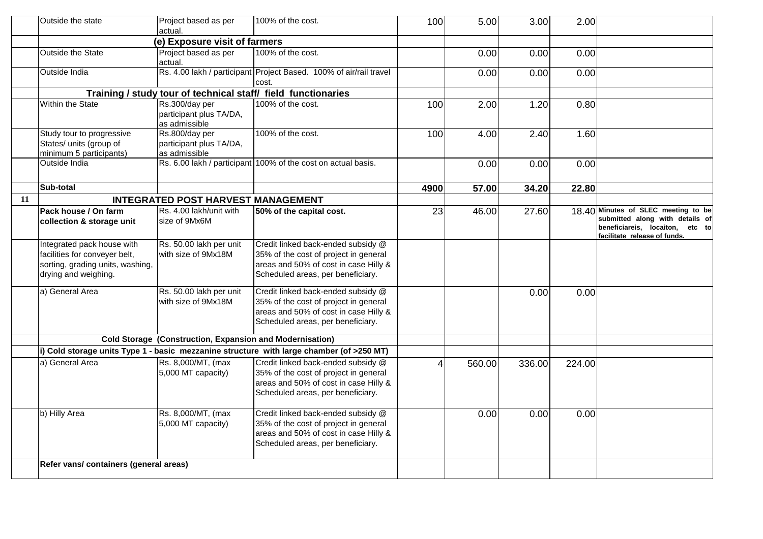| | | | | | | | | |
|---|---|---|---|---|---|---|---|---|
| | Outside the state | Project based as per actual. | 100% of the cost. | 100 | 5.00 | 3.00 | 2.00 | |
| | | **(e) Exposure visit of farmers** | | | | | | |
| | Outside the State | Project based as per actual. | 100% of the cost. | | 0.00 | 0.00 | 0.00 | |
| | Outside India | Rs. 4.00 lakh / participant | Project Based. 100% of air/rail travel cost. | | 0.00 | 0.00 | 0.00 | |
| | **Training / study tour of technical staff/ field functionaries** | | | | | | | |
| | Within the State | Rs.300/day per participant plus TA/DA, as admissible | 100% of the cost. | 100 | 2.00 | 1.20 | 0.80 | |
| | Study tour to progressive States/ units (group of minimum 5 participants) | Rs.800/day per participant plus TA/DA, as admissible | 100% of the cost. | 100 | 4.00 | 2.40 | 1.60 | |
| | Outside India | Rs. 6.00 lakh / participant | 100% of the cost on actual basis. | | 0.00 | 0.00 | 0.00 | |
| | **Sub-total** | | | **4900** | **57.00** | **34.20** | **22.80** | |
| **11** | **INTEGRATED POST HARVEST MANAGEMENT** | | | | | | | |
| | **Pack house / On farm collection & storage unit** | Rs. 4.00 lakh/unit with size of 9Mx6M | **50% of the capital cost.** | 23 | 46.00 | 27.60 | 18.40 | **Minutes of SLEC meeting to be submitted along with details of beneficiareis, locaiton, etc to facilitate release of funds.** |
| | Integrated pack house with facilities for conveyer belt, sorting, grading units, washing, drying and weighing. | Rs. 50.00 lakh per unit with size of 9Mx18M | Credit linked back-ended subsidy @ 35% of the cost of project in general areas and 50% of cost in case Hilly & Scheduled areas, per beneficiary. | | | | | |
| | a) General Area | Rs. 50.00 lakh per unit with size of 9Mx18M | Credit linked back-ended subsidy @ 35% of the cost of project in general areas and 50% of cost in case Hilly & Scheduled areas, per beneficiary. | | | 0.00 | 0.00 | |
| | **Cold Storage (Construction, Expansion and Modernisation)** | | | | | | | |
| | **i) Cold storage units Type 1 - basic mezzanine structure with large chamber (of >250 MT)** | | | | | | | |
| | a) General Area | Rs. 8,000/MT, (max 5,000 MT capacity) | Credit linked back-ended subsidy @ 35% of the cost of project in general areas and 50% of cost in case Hilly & Scheduled areas, per beneficiary. | 4 | 560.00 | 336.00 | 224.00 | |
| | b) Hilly Area | Rs. 8,000/MT, (max 5,000 MT capacity) | Credit linked back-ended subsidy @ 35% of the cost of project in general areas and 50% of cost in case Hilly & Scheduled areas, per beneficiary. | | 0.00 | 0.00 | 0.00 | |
| | **Refer vans/ containers (general areas)** | | | | | | | |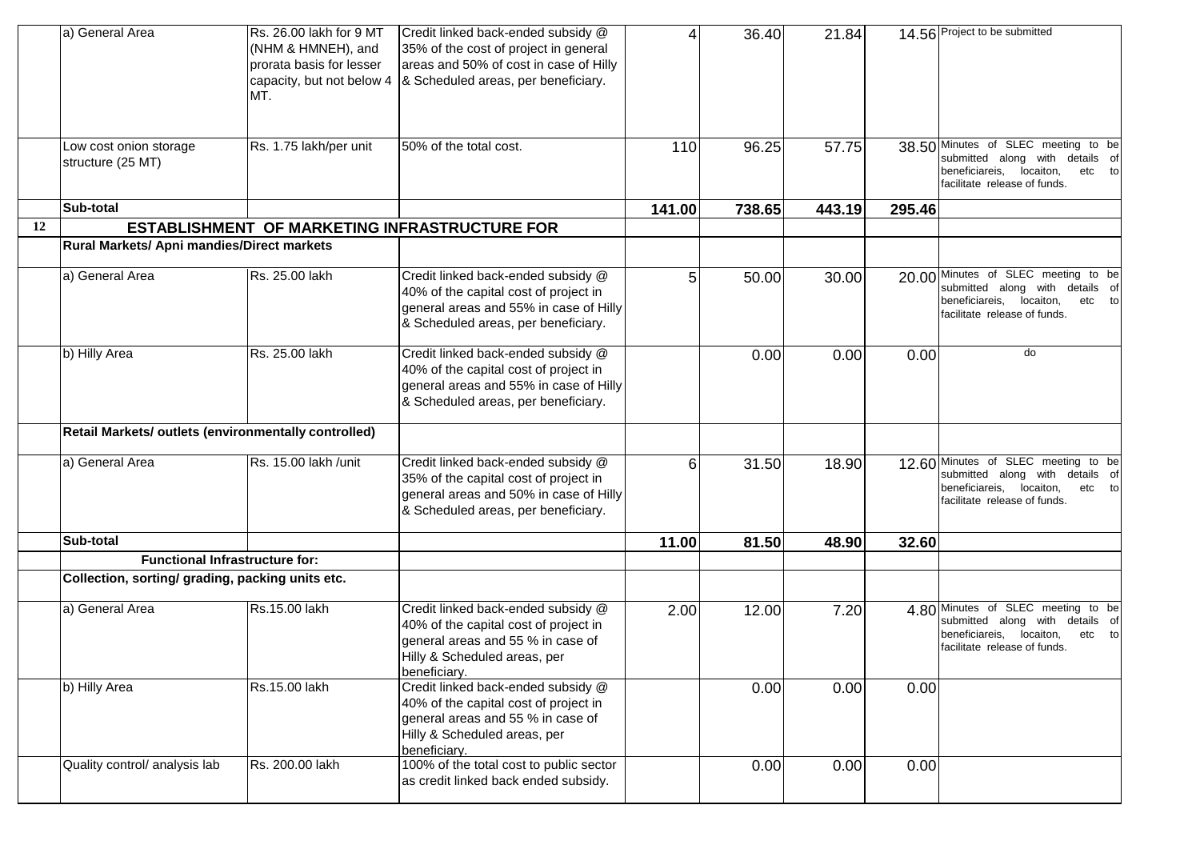| | | | | | | | | |
|---|---|---|---|---|---|---|---|---|
| | a) General Area | Rs. 26.00 lakh for 9 MT (NHM & HMNEH), and prorata basis for lesser capacity, but not below 4 MT. | Credit linked back-ended subsidy @ 35% of the cost of project in general areas and 50% of cost in case of Hilly & Scheduled areas, per beneficiary. | 4 | 36.40 | 21.84 | 14.56 | Project to be submitted |
| | Low cost onion storage structure (25 MT) | Rs. 1.75 lakh/per unit | 50% of the total cost. | 110 | 96.25 | 57.75 | 38.50 | Minutes of SLEC meeting to be submitted along with details of beneficiareis, locaiton, etc to facilitate release of funds. |
| | **Sub-total** | | | **141.00** | **738.65** | **443.19** | **295.46** | |
| **12** | **ESTABLISHMENT OF MARKETING INFRASTRUCTURE FOR** | | | | | | | |
| | **Rural Markets/ Apni mandies/Direct markets** | | | | | | | |
| | a) General Area | Rs. 25.00 lakh | Credit linked back-ended subsidy @ 40% of the capital cost of project in general areas and 55% in case of Hilly & Scheduled areas, per beneficiary. | 5 | 50.00 | 30.00 | 20.00 | Minutes of SLEC meeting to be submitted along with details of beneficiareis, locaiton, etc to facilitate release of funds. |
| | b) Hilly Area | Rs. 25.00 lakh | Credit linked back-ended subsidy @ 40% of the capital cost of project in general areas and 55% in case of Hilly & Scheduled areas, per beneficiary. | | 0.00 | 0.00 | 0.00 | do |
| | **Retail Markets/ outlets (environmentally controlled)** | | | | | | | |
| | a) General Area | Rs. 15.00 lakh /unit | Credit linked back-ended subsidy @ 35% of the capital cost of project in general areas and 50% in case of Hilly & Scheduled areas, per beneficiary. | 6 | 31.50 | 18.90 | 12.60 | Minutes of SLEC meeting to be submitted along with details of beneficiareis, locaiton, etc to facilitate release of funds. |
| | **Sub-total** | | | **11.00** | **81.50** | **48.90** | **32.60** | |
| | **Functional Infrastructure for:** | | | | | | | |
| | **Collection, sorting/ grading, packing units etc.** | | | | | | | |
| | a) General Area | Rs.15.00 lakh | Credit linked back-ended subsidy @ 40% of the capital cost of project in general areas and 55 % in case of Hilly & Scheduled areas, per beneficiary. | 2.00 | 12.00 | 7.20 | 4.80 | Minutes of SLEC meeting to be submitted along with details of beneficiareis, locaiton, etc to facilitate release of funds. |
| | b) Hilly Area | Rs.15.00 lakh | Credit linked back-ended subsidy @ 40% of the capital cost of project in general areas and 55 % in case of Hilly & Scheduled areas, per beneficiary. | | 0.00 | 0.00 | 0.00 | |
| | Quality control/ analysis lab | Rs. 200.00 lakh | 100% of the total cost to public sector as credit linked back ended subsidy. | | 0.00 | 0.00 | 0.00 | |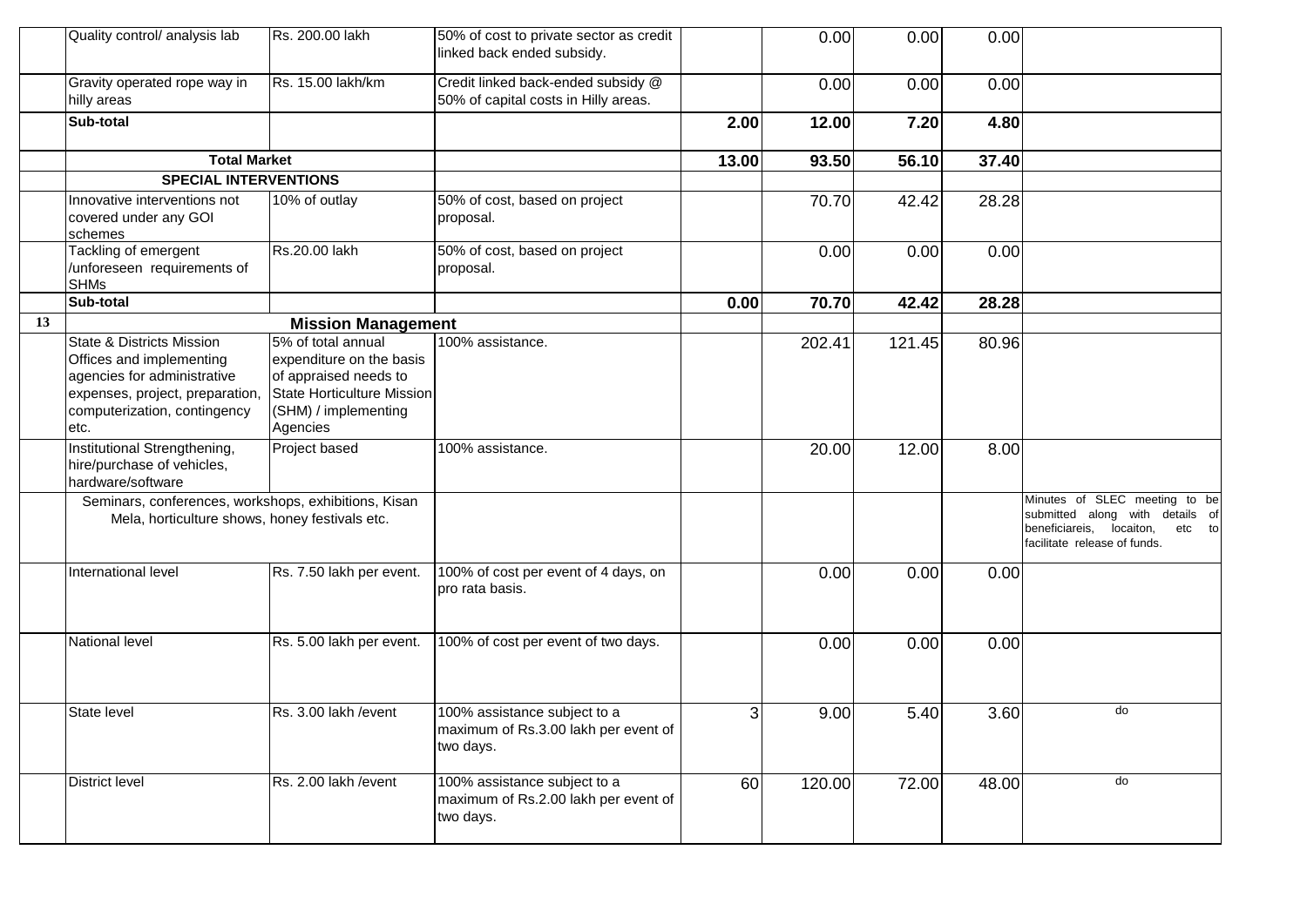|  |  |  |  |  |  |  |  |  |
|---|---|---|---|---|---|---|---|---|
|  | Quality control/ analysis lab | Rs. 200.00 lakh | 50% of cost to private sector as credit linked back ended subsidy. |  | 0.00 | 0.00 | 0.00 |  |
|  | Gravity operated rope way in hilly areas | Rs. 15.00 lakh/km | Credit linked back-ended subsidy @ 50% of capital costs in Hilly areas. |  | 0.00 | 0.00 | 0.00 |  |
|  | **Sub-total** |  |  | **2.00** | **12.00** | **7.20** | **4.80** |  |
|  | **Total Market** |  |  | **13.00** | **93.50** | **56.10** | **37.40** |  |
|  | **SPECIAL INTERVENTIONS** |  |  |  |  |  |  |  |
|  | Innovative interventions not covered under any GOI schemes | 10% of outlay | 50% of cost, based on project proposal. |  | 70.70 | 42.42 | 28.28 |  |
|  | Tackling of emergent /unforeseen requirements of SHMs | Rs.20.00 lakh | 50% of cost, based on project proposal. |  | 0.00 | 0.00 | 0.00 |  |
|  | **Sub-total** |  |  | **0.00** | **70.70** | **42.42** | **28.28** |  |
| **13** | **Mission Management** |  |  |  |  |  |  |  |
|  | State & Districts Mission Offices and implementing agencies for administrative expenses, project, preparation, computerization, contingency etc. | 5% of total annual expenditure on the basis of appraised needs to State Horticulture Mission (SHM) / implementing Agencies | 100% assistance. |  | 202.41 | 121.45 | 80.96 |  |
|  | Institutional Strengthening, hire/purchase of vehicles, hardware/software | Project based | 100% assistance. |  | 20.00 | 12.00 | 8.00 |  |
|  | Seminars, conferences, workshops, exhibitions, Kisan Mela, horticulture shows, honey festivals etc. |  |  |  |  |  |  | Minutes of SLEC meeting to be submitted along with details of beneficiareis, locaiton, etc to facilitate release of funds. |
|  | International level | Rs. 7.50 lakh per event. | 100% of cost per event of 4 days, on pro rata basis. |  | 0.00 | 0.00 | 0.00 |  |
|  | National level | Rs. 5.00 lakh per event. | 100% of cost per event of two days. |  | 0.00 | 0.00 | 0.00 |  |
|  | State level | Rs. 3.00 lakh /event | 100% assistance subject to a maximum of Rs.3.00 lakh per event of two days. | 3 | 9.00 | 5.40 | 3.60 | do |
|  | District level | Rs. 2.00 lakh /event | 100% assistance subject to a maximum of Rs.2.00 lakh per event of two days. | 60 | 120.00 | 72.00 | 48.00 | do |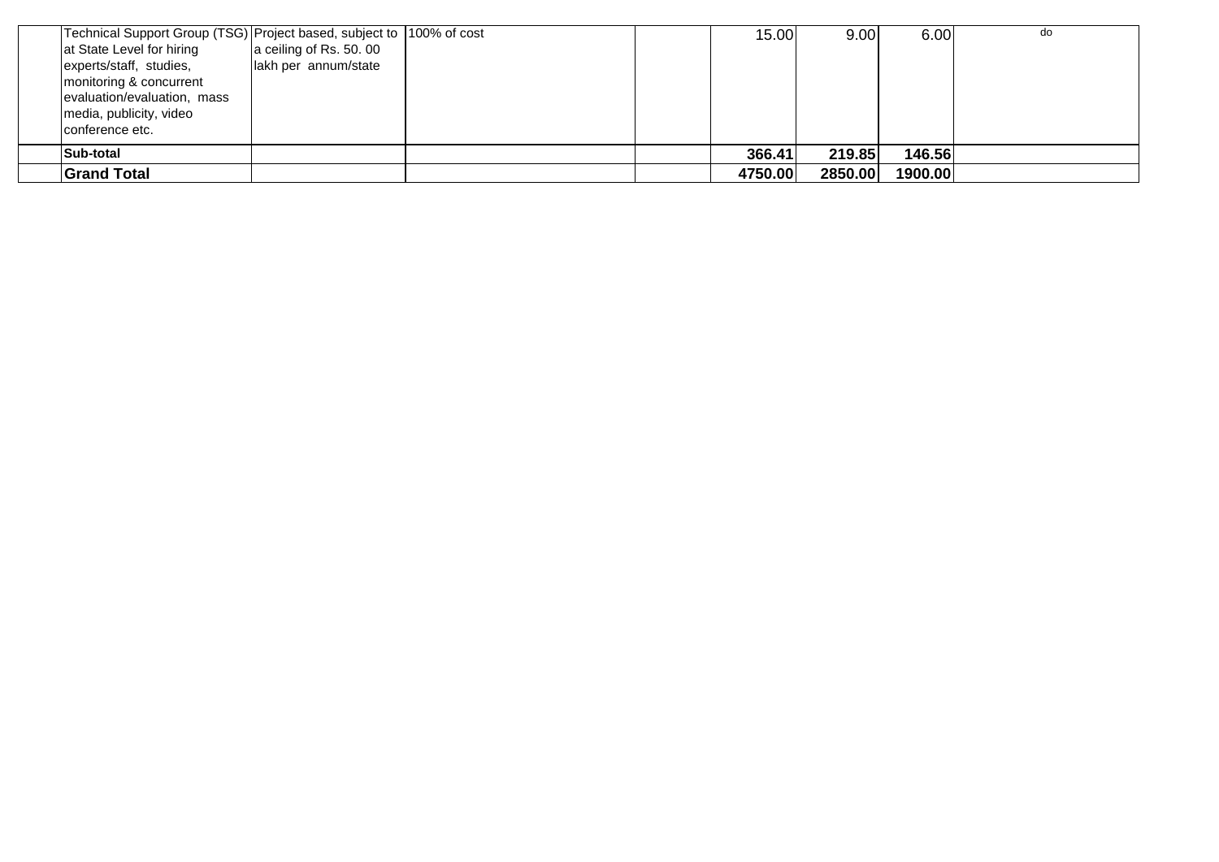| | | | | | | | | |
|---|---|---|---|---|---|---|---|---|
| | Technical Support Group (TSG) at State Level for hiring experts/staff, studies, monitoring & concurrent evaluation/evaluation, mass media, publicity, video conference etc. | Project based, subject to a ceiling of Rs. 50. 00 lakh per annum/state | 100% of cost | | 15.00 | 9.00 | 6.00 | do |
| | **Sub-total** | | | | **366.41** | **219.85** | **146.56** | |
| | **Grand Total** | | | | **4750.00** | **2850.00** | **1900.00** | |